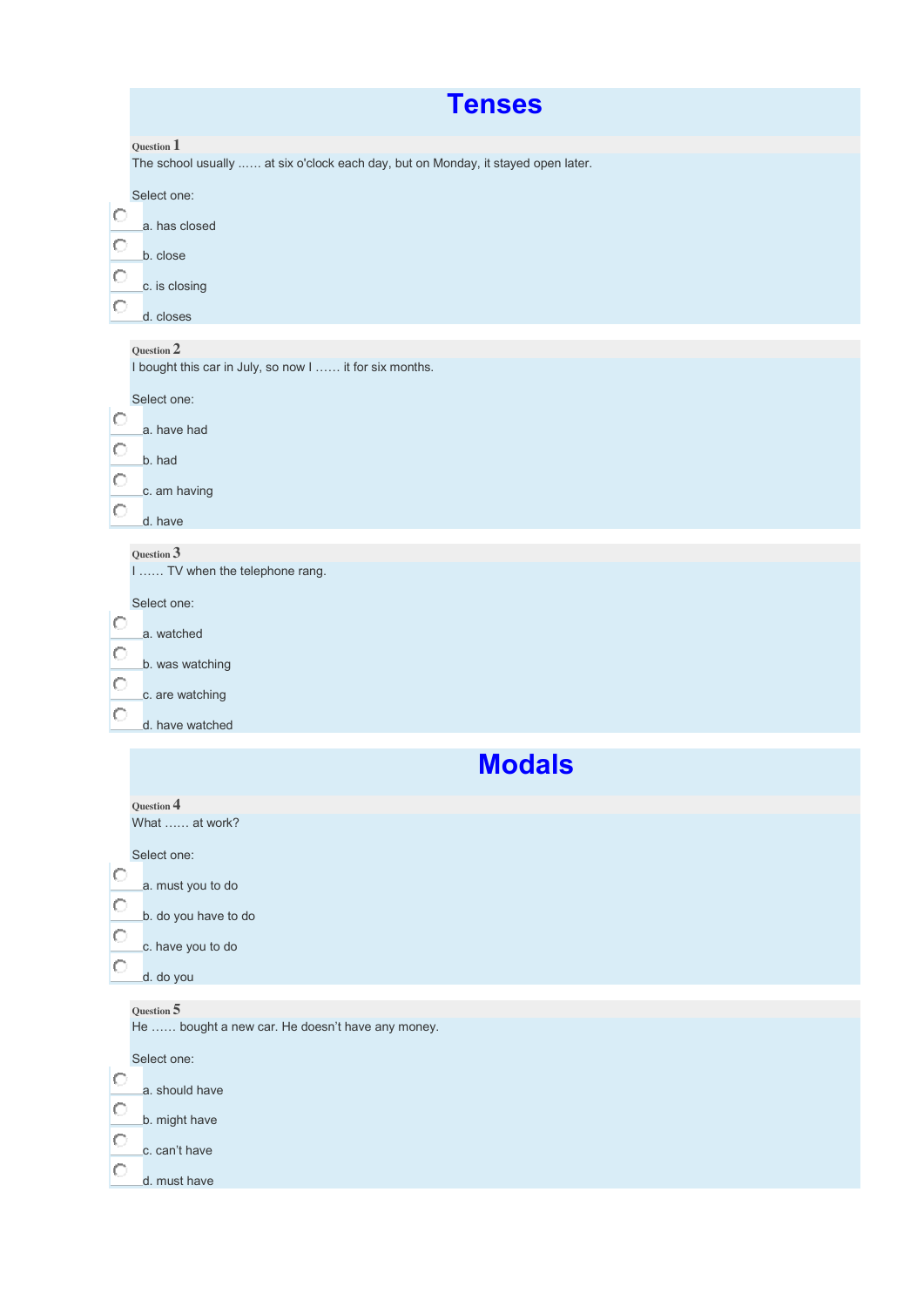# Tenses

**Question 1**

The school usually …… at six o'clock each day, but on Monday, it stayed open later.

Select one:

- a. has closed
- b. close
- c. is closing
- d. closes

**Question 2**

I bought this car in July, so now I …… it for six months.

Select one:

- a. have had
- b. had
- c. am having
- d. have

**Question 3**

I …… TV when the telephone rang.

Select one:

- a. watched
- b. was watching
- c. are watching
- d. have watched

# Modals

**Question 4**

What …… at work?

Select one:

- a. must you to do
- b. do you have to do
- c. have you to do
- d. do you

**Question 5**

He …… bought a new car. He doesn't have any money.

Select one:

- a. should have
- b. might have
- c. can't have
- d. must have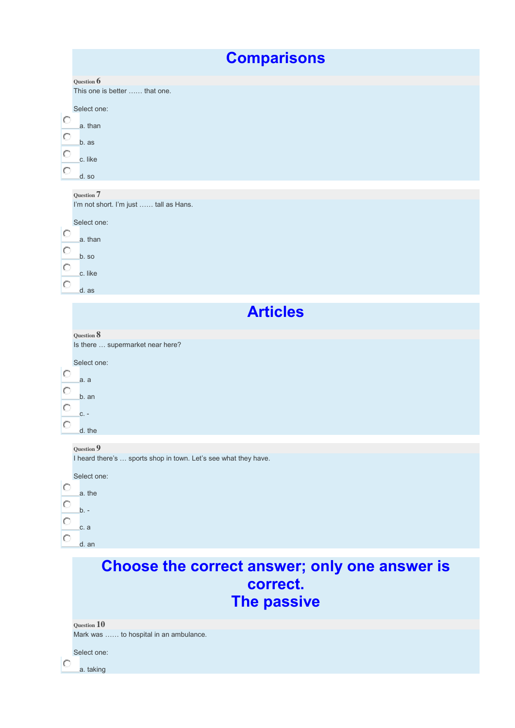# Comparisons

**Question 6**

This one is better …… that one.

Select one:

- a. than
- b. as
- c. like
- d. so

**Question 7**

I'm not short. I'm just …… tall as Hans.

Select one:

- a. than
- b. so
- c. like
- d. as

# Articles

**Question 8**

Is there … supermarket near here?

Select one:

- a. a
- b. an
- c. -
- d. the

**Question 9**

I heard there's … sports shop in town. Let's see what they have.

Select one:

- a. the
- b. -
- c. a
- d. an

# Choose the correct answer; only one answer is correct.
# The passive

**Question 10**

Mark was …… to hospital in an ambulance.

Select one:

- a. taking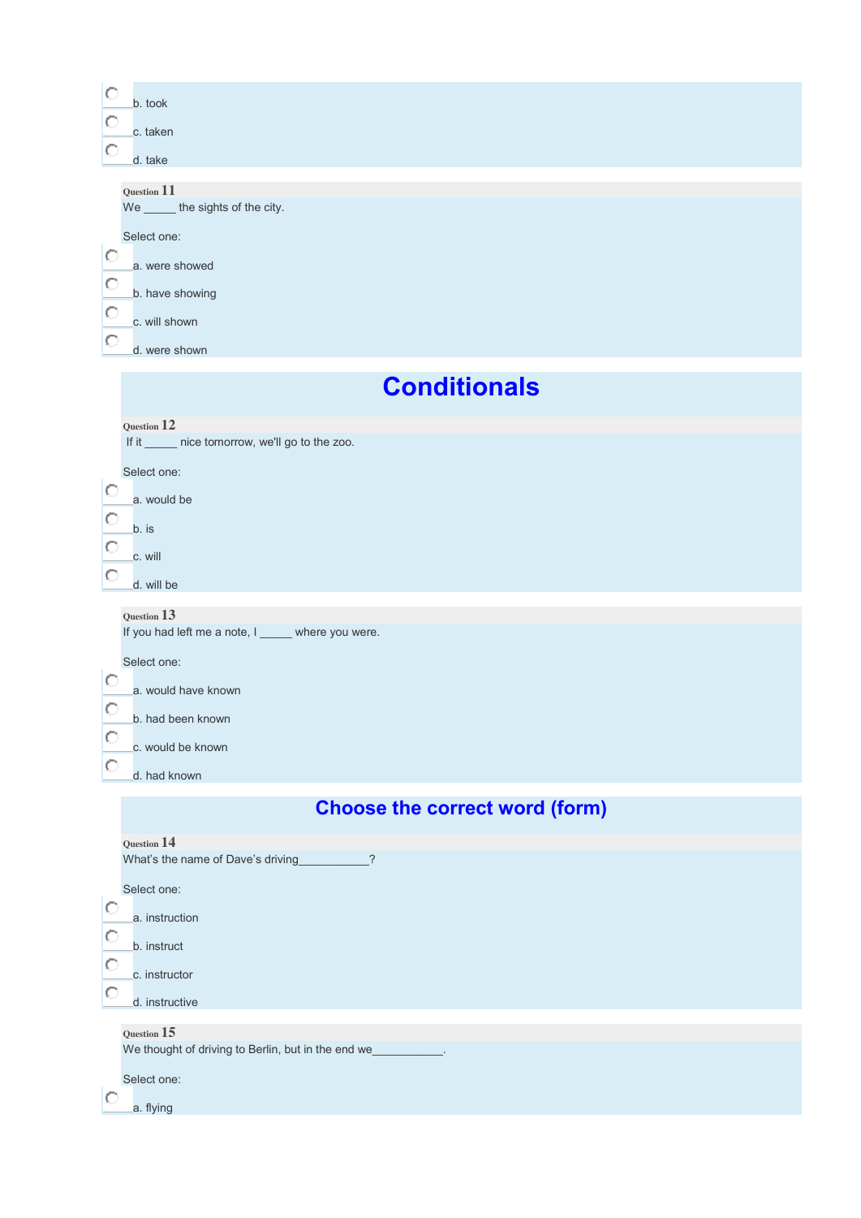b. took

c. taken

d. take

Question 11

We _____ the sights of the city.

Select one:

a. were showed

b. have showing

c. will shown

d. were shown

# Conditionals

Question 12

If it _____ nice tomorrow, we'll go to the zoo.

Select one:

a. would be

b. is

c. will

d. will be

Question 13

If you had left me a note, I _____ where you were.

Select one:

a. would have known

b. had been known

c. would be known

d. had known

# Choose the correct word (form)

Question 14

What's the name of Dave's driving___________?

Select one:

a. instruction

b. instruct

c. instructor

d. instructive

Question 15

We thought of driving to Berlin, but in the end we___________.

Select one:

a. flying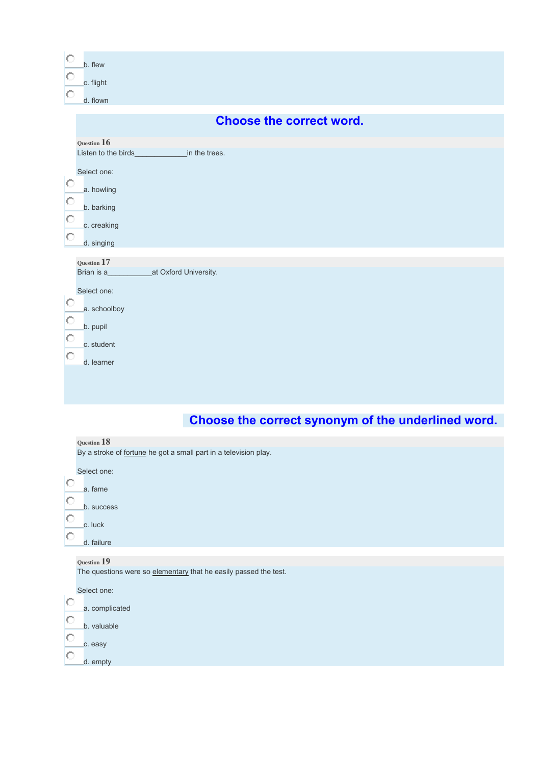b. flew

c. flight

d. flown

## Choose the correct word.

**Question 16**

Listen to the birds_____________in the trees.

Select one:

a. howling

b. barking

c. creaking

d. singing

**Question 17**

Brian is a___________at Oxford University.

Select one:

a. schoolboy

b. pupil

c. student

d. learner

## Choose the correct synonym of the underlined word.

**Question 18**

By a stroke of <u>fortune</u> he got a small part in a television play.

Select one:

a. fame

b. success

c. luck

d. failure

**Question 19**

The questions were so <u>elementary</u> that he easily passed the test.

Select one:

a. complicated

b. valuable

c. easy

d. empty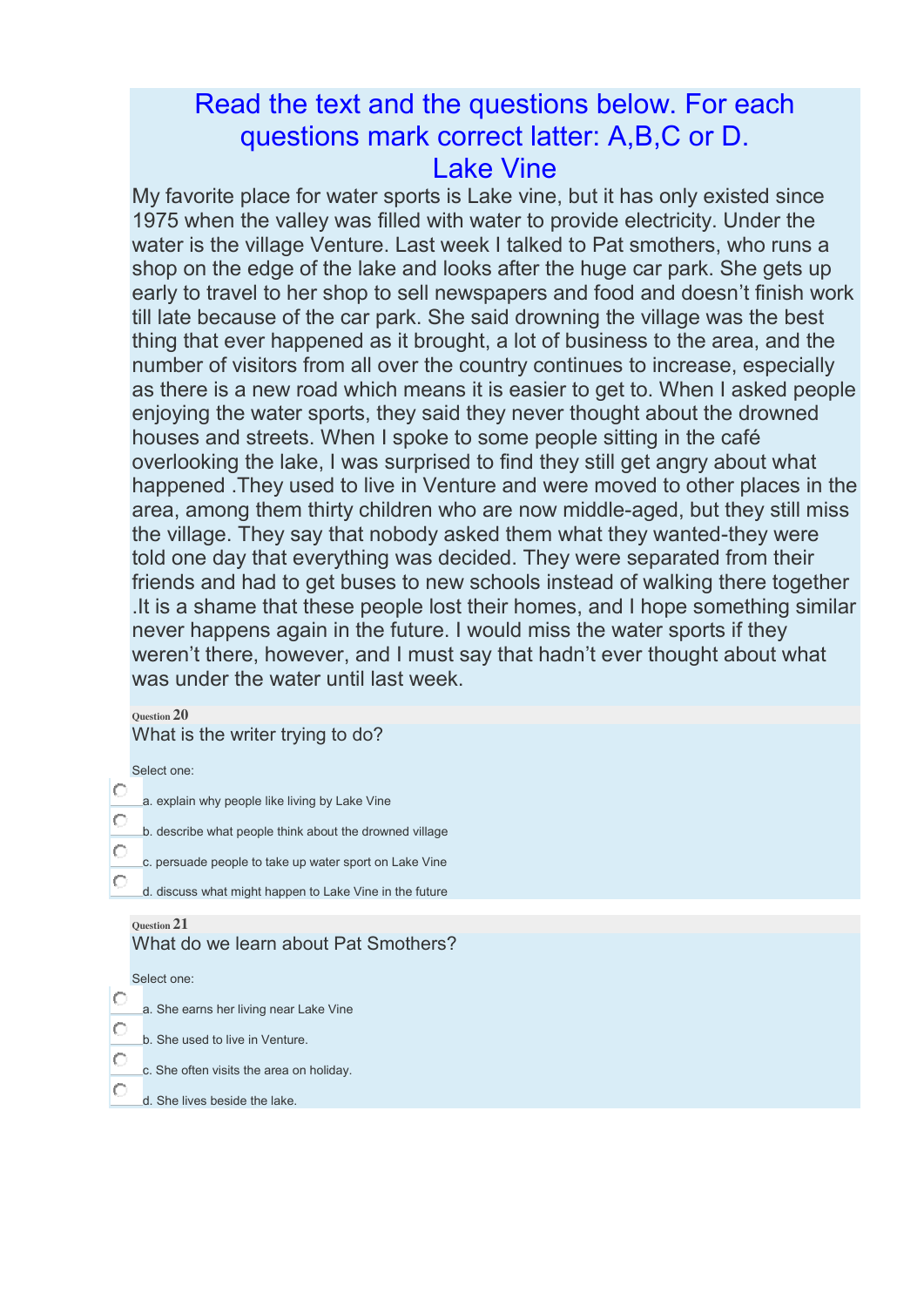# Read the text and the questions below. For each questions mark correct latter: A,B,C or D.

## Lake Vine

My favorite place for water sports is Lake vine, but it has only existed since 1975 when the valley was filled with water to provide electricity. Under the water is the village Venture. Last week I talked to Pat smothers, who runs a shop on the edge of the lake and looks after the huge car park. She gets up early to travel to her shop to sell newspapers and food and doesn't finish work till late because of the car park. She said drowning the village was the best thing that ever happened as it brought, a lot of business to the area, and the number of visitors from all over the country continues to increase, especially as there is a new road which means it is easier to get to. When I asked people enjoying the water sports, they said they never thought about the drowned houses and streets. When I spoke to some people sitting in the café overlooking the lake, I was surprised to find they still get angry about what happened .They used to live in Venture and were moved to other places in the area, among them thirty children who are now middle-aged, but they still miss the village. They say that nobody asked them what they wanted-they were told one day that everything was decided. They were separated from their friends and had to get buses to new schools instead of walking there together .It is a shame that these people lost their homes, and I hope something similar never happens again in the future. I would miss the water sports if they weren't there, however, and I must say that hadn't ever thought about what was under the water until last week.

**Question 20**

What is the writer trying to do?

Select one:

- a. explain why people like living by Lake Vine
- b. describe what people think about the drowned village
- c. persuade people to take up water sport on Lake Vine
- d. discuss what might happen to Lake Vine in the future

**Question 21**

What do we learn about Pat Smothers?

Select one:

- a. She earns her living near Lake Vine
- b. She used to live in Venture.
- c. She often visits the area on holiday.
- d. She lives beside the lake.